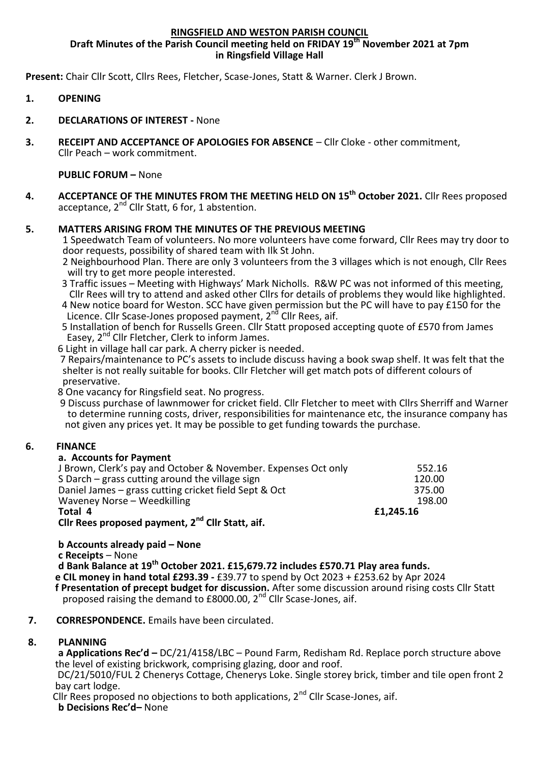**RINGSFIELD AND WESTON PARISH COUNCIL**

**Draft Minutes of the Parish Council meeting held on FRIDAY 19th November 2021 at 7pm in Ringsfield Village Hall**

**Present:** Chair Cllr Scott, Cllrs Rees, Fletcher, Scase-Jones, Statt & Warner. Clerk J Brown.

1. **OPENING**
2. **DECLARATIONS OF INTEREST -** None
3. **RECEIPT AND ACCEPTANCE OF APOLOGIES FOR ABSENCE** – Cllr Cloke - other commitment, Cllr Peach – work commitment.

   **PUBLIC FORUM –** None

4. **ACCEPTANCE OF THE MINUTES FROM THE MEETING HELD ON 15th October 2021.** Cllr Rees proposed acceptance, 2nd Cllr Statt, 6 for, 1 abstention.

5. **MATTERS ARISING FROM THE MINUTES OF THE PREVIOUS MEETING**

   1 Speedwatch Team of volunteers. No more volunteers have come forward, Cllr Rees may try door to door requests, possibility of shared team with Ilk St John.

   2 Neighbourhood Plan. There are only 3 volunteers from the 3 villages which is not enough, Cllr Rees will try to get more people interested.

   3 Traffic issues – Meeting with Highways' Mark Nicholls. R&W PC was not informed of this meeting, Cllr Rees will try to attend and asked other Cllrs for details of problems they would like highlighted.

   4 New notice board for Weston. SCC have given permission but the PC will have to pay £150 for the Licence. Cllr Scase-Jones proposed payment, 2nd Cllr Rees, aif.

   5 Installation of bench for Russells Green. Cllr Statt proposed accepting quote of £570 from James Easey, 2nd Cllr Fletcher, Clerk to inform James.

   6 Light in village hall car park. A cherry picker is needed.

   7 Repairs/maintenance to PC's assets to include discuss having a book swap shelf. It was felt that the shelter is not really suitable for books. Cllr Fletcher will get match pots of different colours of preservative.

   8 One vacancy for Ringsfield seat. No progress.

   9 Discuss purchase of lawnmower for cricket field. Cllr Fletcher to meet with Cllrs Sherriff and Warner to determine running costs, driver, responsibilities for maintenance etc, the insurance company has not given any prices yet. It may be possible to get funding towards the purchase.

6. **FINANCE**

   **a. Accounts for Payment**

| | |
|---|---|
| J Brown, Clerk's pay and October & November. Expenses Oct only | 552.16 |
| S Darch – grass cutting around the village sign | 120.00 |
| Daniel James – grass cutting cricket field Sept & Oct | 375.00 |
| Waveney Norse – Weedkilling | 198.00 |
| **Total 4** | **£1,245.16** |

   **Cllr Rees proposed payment, 2nd Cllr Statt, aif.**

   **b Accounts already paid – None**

   **c Receipts** – None

   **d Bank Balance at 19th October 2021. £15,679.72 includes £570.71 Play area funds.**

   **e CIL money in hand total £293.39 -** £39.77 to spend by Oct 2023 + £253.62 by Apr 2024

   **f Presentation of precept budget for discussion.** After some discussion around rising costs Cllr Statt proposed raising the demand to £8000.00, 2nd Cllr Scase-Jones, aif.

7. **CORRESPONDENCE.** Emails have been circulated.

8. **PLANNING**

   **a Applications Rec'd –** DC/21/4158/LBC – Pound Farm, Redisham Rd. Replace porch structure above the level of existing brickwork, comprising glazing, door and roof.

   DC/21/5010/FUL 2 Chenerys Cottage, Chenerys Loke. Single storey brick, timber and tile open front 2 bay cart lodge.

   Cllr Rees proposed no objections to both applications, 2nd Cllr Scase-Jones, aif.

   **b Decisions Rec'd–** None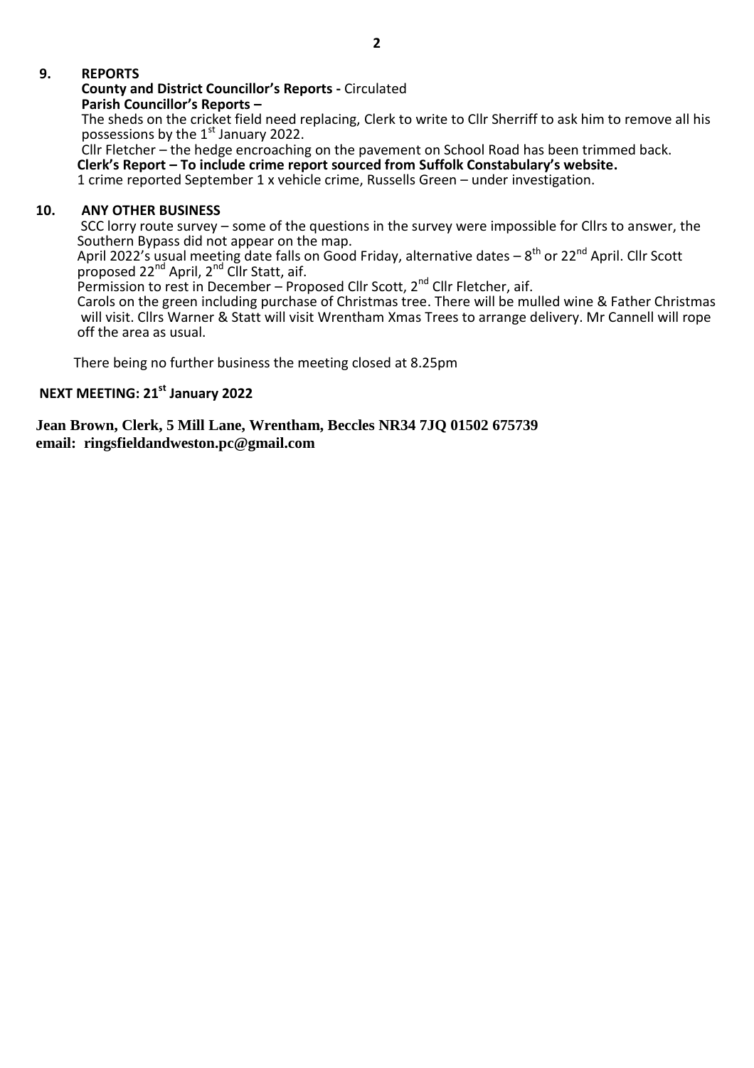## 9. REPORTS

**County and District Councillor's Reports -** Circulated

**Parish Councillor's Reports –**

The sheds on the cricket field need replacing, Clerk to write to Cllr Sherriff to ask him to remove all his possessions by the 1st January 2022.

Cllr Fletcher – the hedge encroaching on the pavement on School Road has been trimmed back.

**Clerk's Report – To include crime report sourced from Suffolk Constabulary's website.**

1 crime reported September 1 x vehicle crime, Russells Green – under investigation.

## 10. ANY OTHER BUSINESS

SCC lorry route survey – some of the questions in the survey were impossible for Cllrs to answer, the Southern Bypass did not appear on the map.

April 2022's usual meeting date falls on Good Friday, alternative dates – 8th or 22nd April. Cllr Scott proposed 22nd April, 2nd Cllr Statt, aif.

Permission to rest in December – Proposed Cllr Scott, 2nd Cllr Fletcher, aif.

Carols on the green including purchase of Christmas tree. There will be mulled wine & Father Christmas will visit. Cllrs Warner & Statt will visit Wrentham Xmas Trees to arrange delivery. Mr Cannell will rope off the area as usual.

There being no further business the meeting closed at 8.25pm

**NEXT MEETING: 21st January 2022**

**Jean Brown, Clerk, 5 Mill Lane, Wrentham, Beccles NR34 7JQ 01502 675739**
**email: ringsfieldandweston.pc@gmail.com**